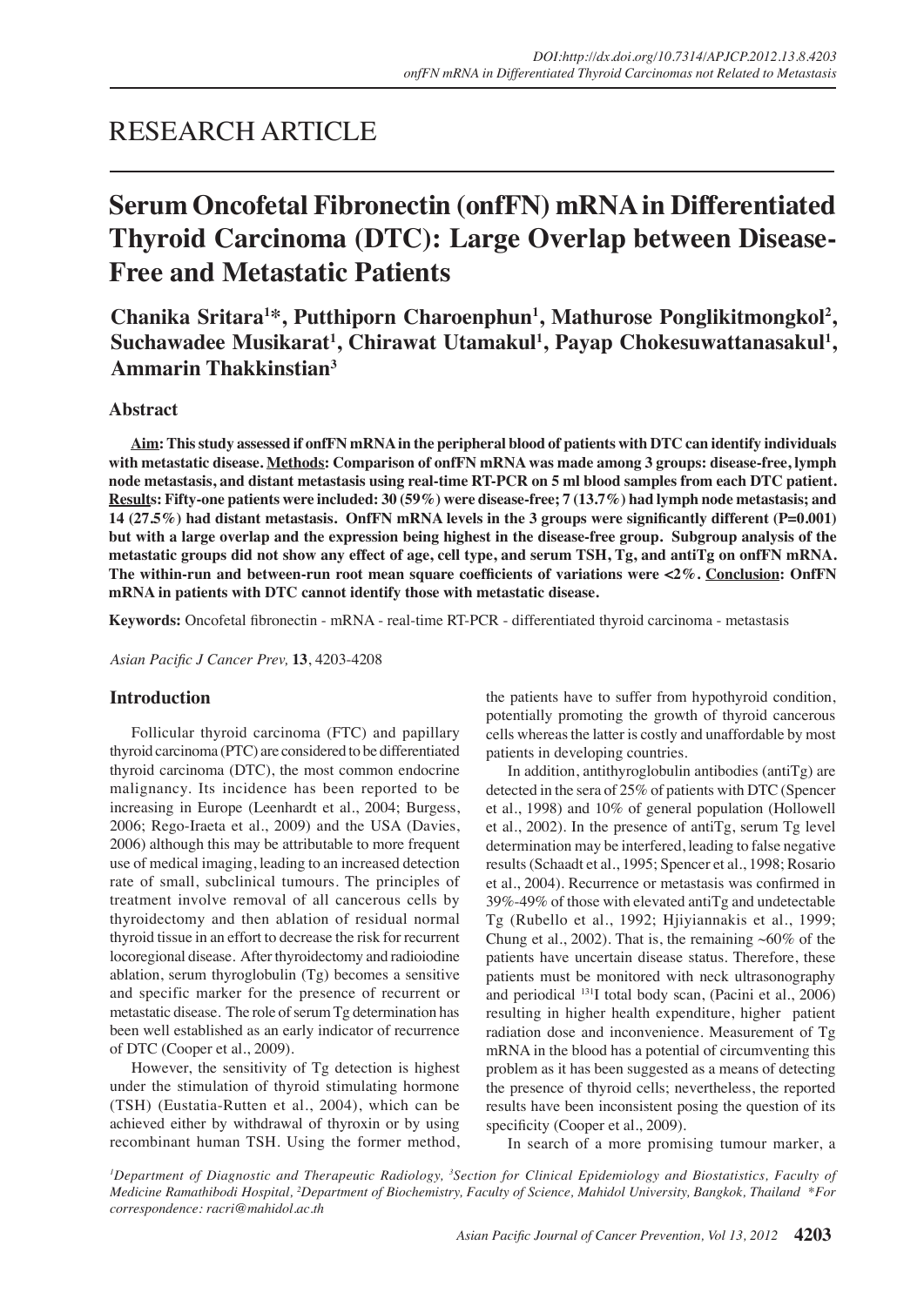# RESEARCH ARTICLE

# Serum Oncofetal Fibronectin (onfFN) mRNA in Differentiated Thyroid Carcinoma (DTC): Large Overlap between Disease-Free and Metastatic Patients

**Chanika Sritara[1]\*, Putthiporn Charoenphun[1], Mathurose Ponglikitmongkol[2], Suchawadee Musikarat[1], Chirawat Utamakul[1], Payap Chokesuwattanasakul[1], Ammarin Thakkinstian[3]**

## Abstract

**Aim: This study assessed if onfFN mRNA in the peripheral blood of patients with DTC can identify individuals with metastatic disease. Methods: Comparison of onfFN mRNA was made among 3 groups: disease-free, lymph node metastasis, and distant metastasis using real-time RT-PCR on 5 ml blood samples from each DTC patient. Results: Fifty-one patients were included: 30 (59%) were disease-free; 7 (13.7%) had lymph node metastasis; and 14 (27.5%) had distant metastasis. OnfFN mRNA levels in the 3 groups were significantly different (P=0.001) but with a large overlap and the expression being highest in the disease-free group. Subgroup analysis of the metastatic groups did not show any effect of age, cell type, and serum TSH, Tg, and antiTg on onfFN mRNA. The within-run and between-run root mean square coefficients of variations were <2%. Conclusion: OnfFN mRNA in patients with DTC cannot identify those with metastatic disease.**

**Keywords:** Oncofetal fibronectin - mRNA - real-time RT-PCR - differentiated thyroid carcinoma - metastasis

*Asian Pacific J Cancer Prev,* **13**, 4203-4208

## Introduction

Follicular thyroid carcinoma (FTC) and papillary thyroid carcinoma (PTC) are considered to be differentiated thyroid carcinoma (DTC), the most common endocrine malignancy. Its incidence has been reported to be increasing in Europe (Leenhardt et al., 2004; Burgess, 2006; Rego-Iraeta et al., 2009) and the USA (Davies, 2006) although this may be attributable to more frequent use of medical imaging, leading to an increased detection rate of small, subclinical tumours. The principles of treatment involve removal of all cancerous cells by thyroidectomy and then ablation of residual normal thyroid tissue in an effort to decrease the risk for recurrent locoregional disease. After thyroidectomy and radioiodine ablation, serum thyroglobulin (Tg) becomes a sensitive and specific marker for the presence of recurrent or metastatic disease. The role of serum Tg determination has been well established as an early indicator of recurrence of DTC (Cooper et al., 2009).

However, the sensitivity of Tg detection is highest under the stimulation of thyroid stimulating hormone (TSH) (Eustatia-Rutten et al., 2004), which can be achieved either by withdrawal of thyroxin or by using recombinant human TSH. Using the former method, the patients have to suffer from hypothyroid condition, potentially promoting the growth of thyroid cancerous cells whereas the latter is costly and unaffordable by most patients in developing countries.

In addition, antithyroglobulin antibodies (antiTg) are detected in the sera of 25% of patients with DTC (Spencer et al., 1998) and 10% of general population (Hollowell et al., 2002). In the presence of antiTg, serum Tg level determination may be interfered, leading to false negative results (Schaadt et al., 1995; Spencer et al., 1998; Rosario et al., 2004). Recurrence or metastasis was confirmed in 39%-49% of those with elevated antiTg and undetectable Tg (Rubello et al., 1992; Hjiyiannakis et al., 1999; Chung et al., 2002). That is, the remaining ~60% of the patients have uncertain disease status. Therefore, these patients must be monitored with neck ultrasonography and periodical $^{131}$I total body scan, (Pacini et al., 2006) resulting in higher health expenditure, higher patient radiation dose and inconvenience. Measurement of Tg mRNA in the blood has a potential of circumventing this problem as it has been suggested as a means of detecting the presence of thyroid cells; nevertheless, the reported results have been inconsistent posing the question of its specificity (Cooper et al., 2009).

In search of a more promising tumour marker, a

[1]Department of Diagnostic and Therapeutic Radiology, [3]Section for Clinical Epidemiology and Biostatistics, Faculty of Medicine Ramathibodi Hospital, [2]Department of Biochemistry, Faculty of Science, Mahidol University, Bangkok, Thailand \*For correspondence: racri@mahidol.ac.th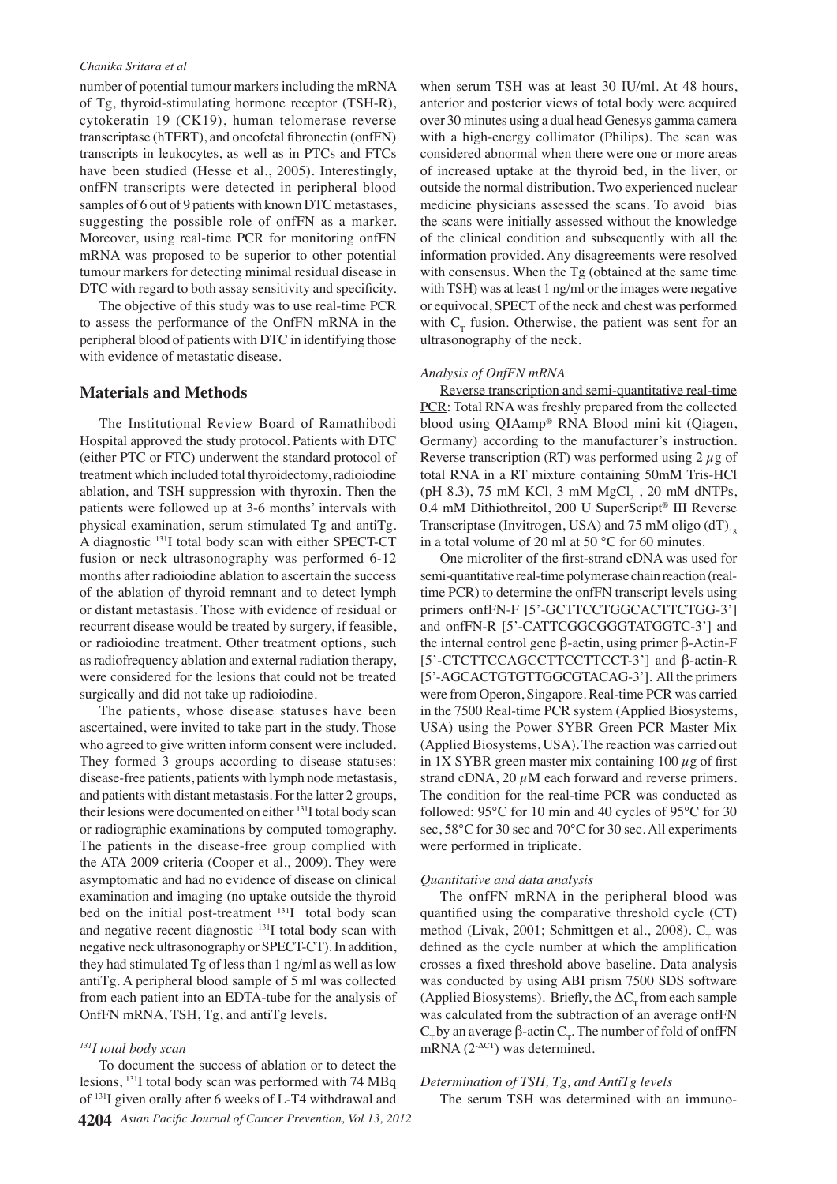number of potential tumour markers including the mRNA of Tg, thyroid-stimulating hormone receptor (TSH-R), cytokeratin 19 (CK19), human telomerase reverse transcriptase (hTERT), and oncofetal fibronectin (onfFN) transcripts in leukocytes, as well as in PTCs and FTCs have been studied (Hesse et al., 2005). Interestingly, onfFN transcripts were detected in peripheral blood samples of 6 out of 9 patients with known DTC metastases, suggesting the possible role of onfFN as a marker. Moreover, using real-time PCR for monitoring onfFN mRNA was proposed to be superior to other potential tumour markers for detecting minimal residual disease in DTC with regard to both assay sensitivity and specificity.

The objective of this study was to use real-time PCR to assess the performance of the OnfFN mRNA in the peripheral blood of patients with DTC in identifying those with evidence of metastatic disease.

## Materials and Methods

The Institutional Review Board of Ramathibodi Hospital approved the study protocol. Patients with DTC (either PTC or FTC) underwent the standard protocol of treatment which included total thyroidectomy, radioiodine ablation, and TSH suppression with thyroxin. Then the patients were followed up at 3-6 months' intervals with physical examination, serum stimulated Tg and antiTg. A diagnostic $^{131}$I total body scan with either SPECT-CT fusion or neck ultrasonography was performed 6-12 months after radioiodine ablation to ascertain the success of the ablation of thyroid remnant and to detect lymph or distant metastasis. Those with evidence of residual or recurrent disease would be treated by surgery, if feasible, or radioiodine treatment. Other treatment options, such as radiofrequency ablation and external radiation therapy, were considered for the lesions that could not be treated surgically and did not take up radioiodine.

The patients, whose disease statuses have been ascertained, were invited to take part in the study. Those who agreed to give written inform consent were included. They formed 3 groups according to disease statuses: disease-free patients, patients with lymph node metastasis, and patients with distant metastasis. For the latter 2 groups, their lesions were documented on either $^{131}$I total body scan or radiographic examinations by computed tomography. The patients in the disease-free group complied with the ATA 2009 criteria (Cooper et al., 2009). They were asymptomatic and had no evidence of disease on clinical examination and imaging (no uptake outside the thyroid bed on the initial post-treatment $^{131}$I total body scan and negative recent diagnostic $^{131}$I total body scan with negative neck ultrasonography or SPECT-CT). In addition, they had stimulated Tg of less than 1 ng/ml as well as low antiTg. A peripheral blood sample of 5 ml was collected from each patient into an EDTA-tube for the analysis of OnfFN mRNA, TSH, Tg, and antiTg levels.

### *$^{131}$I total body scan*

To document the success of ablation or to detect the lesions, $^{131}$I total body scan was performed with 74 MBq of $^{131}$I given orally after 6 weeks of L-T4 withdrawal and when serum TSH was at least 30 IU/ml. At 48 hours, anterior and posterior views of total body were acquired over 30 minutes using a dual head Genesys gamma camera with a high-energy collimator (Philips). The scan was considered abnormal when there were one or more areas of increased uptake at the thyroid bed, in the liver, or outside the normal distribution. Two experienced nuclear medicine physicians assessed the scans. To avoid bias the scans were initially assessed without the knowledge of the clinical condition and subsequently with all the information provided. Any disagreements were resolved with consensus. When the Tg (obtained at the same time with TSH) was at least 1 ng/ml or the images were negative or equivocal, SPECT of the neck and chest was performed with $C_T$ fusion. Otherwise, the patient was sent for an ultrasonography of the neck.

### *Analysis of OnfFN mRNA*

Reverse transcription and semi-quantitative real-time PCR: Total RNA was freshly prepared from the collected blood using QIAamp® RNA Blood mini kit (Qiagen, Germany) according to the manufacturer's instruction. Reverse transcription (RT) was performed using 2 $\mu$g of total RNA in a RT mixture containing 50mM Tris-HCl (pH 8.3), 75 mM KCl, 3 mM $MgCl_2$ , 20 mM dNTPs, 0.4 mM Dithiothreitol, 200 U SuperScript® III Reverse Transcriptase (Invitrogen, USA) and 75 mM oligo $(dT)_{18}$ in a total volume of 20 ml at 50 °C for 60 minutes.

One microliter of the first-strand cDNA was used for semi-quantitative real-time polymerase chain reaction (real-time PCR) to determine the onfFN transcript levels using primers onfFN-F [5'-GCTTCCTGGCACTTCTGG-3'] and onfFN-R [5'-CATTCGGCGGGTATGGTC-3'] and the internal control gene β-actin, using primer β-Actin-F [5'-CTCTTCCAGCCTTCCTTCCT-3'] and β-actin-R [5'-AGCACTGTGTTGGCGTACAG-3']. All the primers were from Operon, Singapore. Real-time PCR was carried in the 7500 Real-time PCR system (Applied Biosystems, USA) using the Power SYBR Green PCR Master Mix (Applied Biosystems, USA). The reaction was carried out in 1X SYBR green master mix containing 100 $\mu$g of first strand cDNA, 20 $\mu$M each forward and reverse primers. The condition for the real-time PCR was conducted as followed: 95°C for 10 min and 40 cycles of 95°C for 30 sec, 58°C for 30 sec and 70°C for 30 sec. All experiments were performed in triplicate.

### *Quantitative and data analysis*

The onfFN mRNA in the peripheral blood was quantified using the comparative threshold cycle (CT) method (Livak, 2001; Schmittgen et al., 2008). $C_T$ was defined as the cycle number at which the amplification crosses a fixed threshold above baseline. Data analysis was conducted by using ABI prism 7500 SDS software (Applied Biosystems). Briefly, the $\Delta C_T$ from each sample was calculated from the subtraction of an average onfFN $C_T$ by an average β-actin $C_T$. The number of fold of onfFN mRNA ($2^{-\Delta CT}$) was determined.

### *Determination of TSH, Tg, and AntiTg levels*

The serum TSH was determined with an immuno-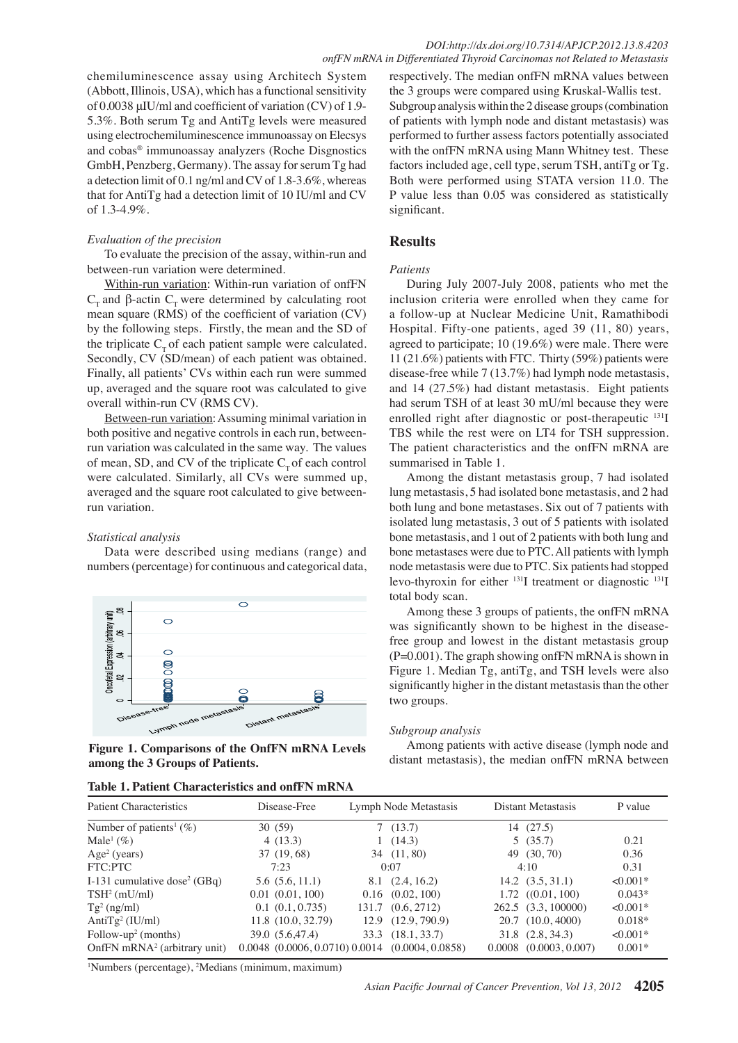chemiluminescence assay using Architech System (Abbott, Illinois, USA), which has a functional sensitivity of 0.0038 μIU/ml and coefficient of variation (CV) of 1.9-5.3%. Both serum Tg and AntiTg levels were measured using electrochemiluminescence immunoassay on Elecsys and cobas® immunoassay analyzers (Roche Disgnostics GmbH, Penzberg, Germany). The assay for serum Tg had a detection limit of 0.1 ng/ml and CV of 1.8-3.6%, whereas that for AntiTg had a detection limit of 10 IU/ml and CV of 1.3-4.9%.

*Evaluation of the precision*

To evaluate the precision of the assay, within-run and between-run variation were determined.

Within-run variation: Within-run variation of onfFN $C_T$ and β-actin $C_T$ were determined by calculating root mean square (RMS) of the coefficient of variation (CV) by the following steps. Firstly, the mean and the SD of the triplicate $C_T$ of each patient sample were calculated. Secondly, CV (SD/mean) of each patient was obtained. Finally, all patients' CVs within each run were summed up, averaged and the square root was calculated to give overall within-run CV (RMS CV).

Between-run variation: Assuming minimal variation in both positive and negative controls in each run, between-run variation was calculated in the same way. The values of mean, SD, and CV of the triplicate $C_T$ of each control were calculated. Similarly, all CVs were summed up, averaged and the square root calculated to give between-run variation.

*Statistical analysis*

Data were described using medians (range) and numbers (percentage) for continuous and categorical data, respectively. The median onfFN mRNA values between the 3 groups were compared using Kruskal-Wallis test. Subgroup analysis within the 2 disease groups (combination of patients with lymph node and distant metastasis) was performed to further assess factors potentially associated with the onfFN mRNA using Mann Whitney test. These factors included age, cell type, serum TSH, antiTg or Tg. Both were performed using STATA version 11.0. The P value less than 0.05 was considered as statistically significant.

**Figure 1. Comparisons of the OnfFN mRNA Levels among the 3 Groups of Patients.**

## Results

*Patients*

During July 2007-July 2008, patients who met the inclusion criteria were enrolled when they came for a follow-up at Nuclear Medicine Unit, Ramathibodi Hospital. Fifty-one patients, aged 39 (11, 80) years, agreed to participate; 10 (19.6%) were male. There were 11 (21.6%) patients with FTC. Thirty (59%) patients were disease-free while 7 (13.7%) had lymph node metastasis, and 14 (27.5%) had distant metastasis. Eight patients had serum TSH of at least 30 mU/ml because they were enrolled right after diagnostic or post-therapeutic $^{131}$I TBS while the rest were on LT4 for TSH suppression. The patient characteristics and the onfFN mRNA are summarised in Table 1.

Among the distant metastasis group, 7 had isolated lung metastasis, 5 had isolated bone metastasis, and 2 had both lung and bone metastases. Six out of 7 patients with isolated lung metastasis, 3 out of 5 patients with isolated bone metastasis, and 1 out of 2 patients with both lung and bone metastases were due to PTC. All patients with lymph node metastasis were due to PTC. Six patients had stopped levo-thyroxin for either $^{131}$I treatment or diagnostic $^{131}$I total body scan.

Among these 3 groups of patients, the onfFN mRNA was significantly shown to be highest in the disease-free group and lowest in the distant metastasis group (P=0.001). The graph showing onfFN mRNA is shown in Figure 1. Median Tg, antiTg, and TSH levels were also significantly higher in the distant metastasis than the other two groups.

*Subgroup analysis*

Among patients with active disease (lymph node and distant metastasis), the median onfFN mRNA between

**Table 1. Patient Characteristics and onfFN mRNA**

| Patient Characteristics | Disease-Free | Lymph Node Metastasis | Distant Metastasis | P value |
|---|---|---|---|---|
| Number of patients[1] (%) | 30 (59) | 7 (13.7) | 14 (27.5) | |
| Male[1] (%) | 4 (13.3) | 1 (14.3) | 5 (35.7) | 0.21 |
| Age[2] (years) | 37 (19, 68) | 34 (11, 80) | 49 (30, 70) | 0.36 |
| FTC:PTC | 7:23 | 0:07 | 4:10 | 0.31 |
| I-131 cumulative dose[2] (GBq) | 5.6 (5.6, 11.1) | 8.1 (2.4, 16.2) | 14.2 (3.5, 31.1) | <0.001* |
| TSH[2] (mU/ml) | 0.01 (0.01, 100) | 0.16 (0.02, 100) | 1.72 ((0.01, 100) | 0.043* |
| Tg[2] (ng/ml) | 0.1 (0.1, 0.735) | 131.7 (0.6, 2712) | 262.5 (3.3, 100000) | <0.001* |
| AntiTg[2] (IU/ml) | 11.8 (10.0, 32.79) | 12.9 (12.9, 790.9) | 20.7 (10.0, 4000) | 0.018* |
| Follow-up[2] (months) | 39.0 (5.6,47.4) | 33.3 (18.1, 33.7) | 31.8 (2.8, 34.3) | <0.001* |
| OnfFN mRNA[2] (arbitrary unit) | 0.0048 (0.0006, 0.0710) | 0.0014 (0.0004, 0.0858) | 0.0008 (0.0003, 0.007) | 0.001* |

[1]Numbers (percentage), [2]Medians (minimum, maximum)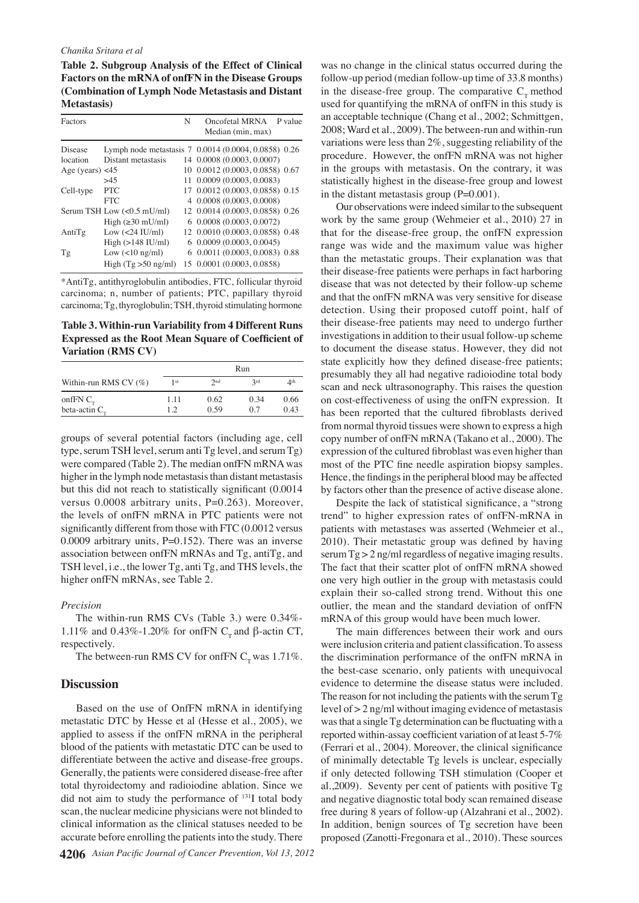**Table 2. Subgroup Analysis of the Effect of Clinical Factors on the mRNA of onfFN in the Disease Groups (Combination of Lymph Node Metastasis and Distant Metastasis)**

| Factors | | N | Oncofetal MRNA Median (min, max) | P value |
|---|---|---|---|---|
| Disease location | Lymph node metastasis | 7 | 0.0014 (0.0004, 0.0858) | 0.26 |
| | Distant metastasis | 14 | 0.0008 (0.0003, 0.0007) | |
| Age (years) | <45 | 10 | 0.0012 (0.0003, 0.0858) | 0.67 |
| | >45 | 11 | 0.0009 (0.0003, 0.0083) | |
| Cell-type | PTC | 17 | 0.0012 (0.0003, 0.0858) | 0.15 |
| | FTC | 4 | 0.0008 (0.0003, 0.0008) | |
| Serum TSH | Low (<0.5 mU/ml) | 12 | 0.0014 (0.0003, 0.0858) | 0.26 |
| | High (≥30 mU/ml) | 6 | 0.0008 (0.0003, 0.0072) | |
| AntiTg | Low (<24 IU/ml) | 12 | 0.0010 (0.0003, 0.0858) | 0.48 |
| | High (>148 IU/ml) | 6 | 0.0009 (0.0003, 0.0045) | |
| Tg | Low (<10 ng/ml) | 6 | 0.0011 (0.0003, 0.0083) | 0.88 |
| | High (Tg >50 ng/ml) | 15 | 0.0001 (0.0003, 0.0858) | |

*AntiTg, antithyroglobulin antibodies, FTC, follicular thyroid carcinoma; n, number of patients; PTC, papillary thyroid carcinoma; Tg, thyroglobulin; TSH, thyroid stimulating hormone

**Table 3. Within-run Variability from 4 Different Runs Expressed as the Root Mean Square of Coefficient of Variation (RMS CV)**

| | Run | | | |
|---|---|---|---|---|
| Within-run RMS CV (%) | 1st | 2nd | 3rd | 4th |
| onfFN $C_T$ | 1.11 | 0.62 | 0.34 | 0.66 |
| beta-actin $C_T$ | 1.2 | 0.59 | 0.7 | 0.43 |

groups of several potential factors (including age, cell type, serum TSH level, serum anti Tg level, and serum Tg) were compared (Table 2). The median onfFN mRNA was higher in the lymph node metastasis than distant metastasis but this did not reach to statistically significant (0.0014 versus 0.0008 arbitrary units, P=0.263). Moreover, the levels of onfFN mRNA in PTC patients were not significantly different from those with FTC (0.0012 versus 0.0009 arbitrary units, P=0.152). There was an inverse association between onfFN mRNAs and Tg, antiTg, and TSH level, i.e., the lower Tg, anti Tg, and THS levels, the higher onfFN mRNAs, see Table 2.

*Precision*

The within-run RMS CVs (Table 3.) were 0.34%-1.11% and 0.43%-1.20% for onfFN $C_T$ and β-actin CT, respectively.

The between-run RMS CV for onfFN $C_T$ was 1.71%.

## Discussion

Based on the use of OnfFN mRNA in identifying metastatic DTC by Hesse et al (Hesse et al., 2005), we applied to assess if the onfFN mRNA in the peripheral blood of the patients with metastatic DTC can be used to differentiate between the active and disease-free groups. Generally, the patients were considered disease-free after total thyroidectomy and radioiodine ablation. Since we did not aim to study the performance of $^{131}$I total body scan, the nuclear medicine physicians were not blinded to clinical information as the clinical statuses needed to be accurate before enrolling the patients into the study. There was no change in the clinical status occurred during the follow-up period (median follow-up time of 33.8 months) in the disease-free group. The comparative $C_T$ method used for quantifying the mRNA of onfFN in this study is an acceptable technique (Chang et al., 2002; Schmittgen, 2008; Ward et al., 2009). The between-run and within-run variations were less than 2%, suggesting reliability of the procedure. However, the onfFN mRNA was not higher in the groups with metastasis. On the contrary, it was statistically highest in the disease-free group and lowest in the distant metastasis group (P=0.001).

Our observations were indeed similar to the subsequent work by the same group (Wehmeier et al., 2010) 27 in that for the disease-free group, the onfFN expression range was wide and the maximum value was higher than the metastatic groups. Their explanation was that their disease-free patients were perhaps in fact harboring disease that was not detected by their follow-up scheme and that the onfFN mRNA was very sensitive for disease detection. Using their proposed cutoff point, half of their disease-free patients may need to undergo further investigations in addition to their usual follow-up scheme to document the disease status. However, they did not state explicitly how they defined disease-free patients; presumably they all had negative radioiodine total body scan and neck ultrasonography. This raises the question on cost-effectiveness of using the onfFN expression. It has been reported that the cultured fibroblasts derived from normal thyroid tissues were shown to express a high copy number of onfFN mRNA (Takano et al., 2000). The expression of the cultured fibroblast was even higher than most of the PTC fine needle aspiration biopsy samples. Hence, the findings in the peripheral blood may be affected by factors other than the presence of active disease alone.

Despite the lack of statistical significance, a "strong trend" to higher expression rates of onfFN-mRNA in patients with metastases was asserted (Wehmeier et al., 2010). Their metastatic group was defined by having serum Tg > 2 ng/ml regardless of negative imaging results. The fact that their scatter plot of onfFN mRNA showed one very high outlier in the group with metastasis could explain their so-called strong trend. Without this one outlier, the mean and the standard deviation of onfFN mRNA of this group would have been much lower.

The main differences between their work and ours were inclusion criteria and patient classification. To assess the discrimination performance of the onfFN mRNA in the best-case scenario, only patients with unequivocal evidence to determine the disease status were included. The reason for not including the patients with the serum Tg level of > 2 ng/ml without imaging evidence of metastasis was that a single Tg determination can be fluctuating with a reported within-assay coefficient variation of at least 5-7% (Ferrari et al., 2004). Moreover, the clinical significance of minimally detectable Tg levels is unclear, especially if only detected following TSH stimulation (Cooper et al.,2009). Seventy per cent of patients with positive Tg and negative diagnostic total body scan remained disease free during 8 years of follow-up (Alzahrani et al., 2002). In addition, benign sources of Tg secretion have been proposed (Zanotti-Fregonara et al., 2010). These sources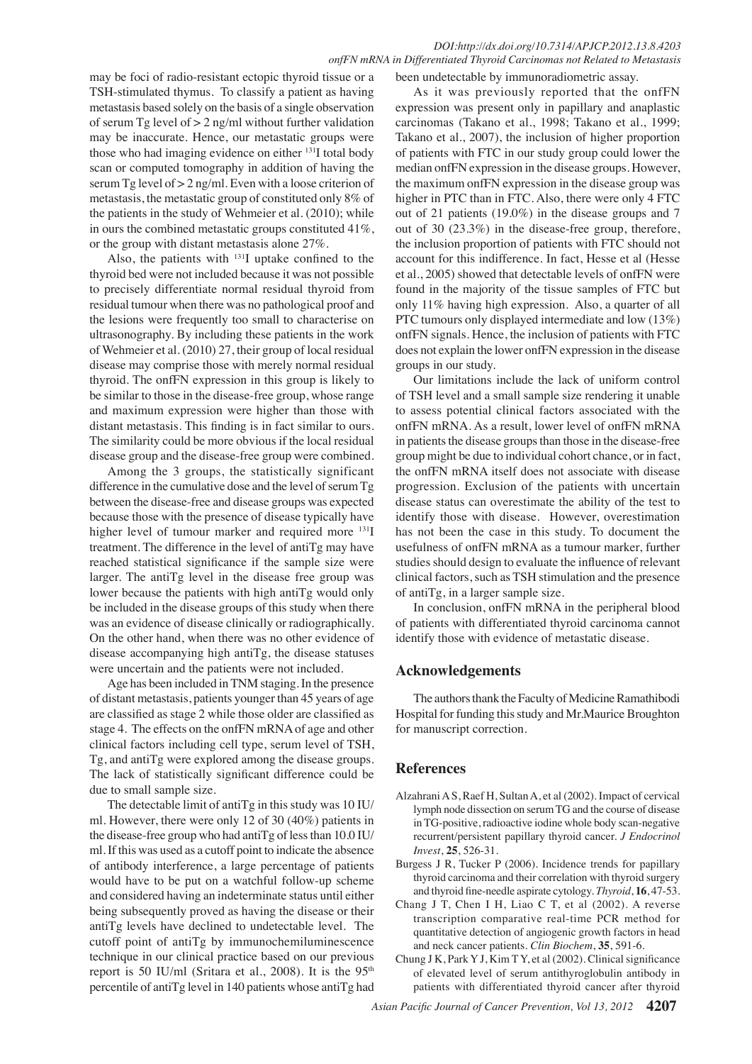may be foci of radio-resistant ectopic thyroid tissue or a TSH-stimulated thymus. To classify a patient as having metastasis based solely on the basis of a single observation of serum Tg level of > 2 ng/ml without further validation may be inaccurate. Hence, our metastatic groups were those who had imaging evidence on either $^{131}$I total body scan or computed tomography in addition of having the serum Tg level of > 2 ng/ml. Even with a loose criterion of metastasis, the metastatic group of constituted only 8% of the patients in the study of Wehmeier et al. (2010); while in ours the combined metastatic groups constituted 41%, or the group with distant metastasis alone 27%.

Also, the patients with $^{131}$I uptake confined to the thyroid bed were not included because it was not possible to precisely differentiate normal residual thyroid from residual tumour when there was no pathological proof and the lesions were frequently too small to characterise on ultrasonography. By including these patients in the work of Wehmeier et al. (2010) 27, their group of local residual disease may comprise those with merely normal residual thyroid. The onfFN expression in this group is likely to be similar to those in the disease-free group, whose range and maximum expression were higher than those with distant metastasis. This finding is in fact similar to ours. The similarity could be more obvious if the local residual disease group and the disease-free group were combined.

Among the 3 groups, the statistically significant difference in the cumulative dose and the level of serum Tg between the disease-free and disease groups was expected because those with the presence of disease typically have higher level of tumour marker and required more $^{131}$I treatment. The difference in the level of antiTg may have reached statistical significance if the sample size were larger. The antiTg level in the disease free group was lower because the patients with high antiTg would only be included in the disease groups of this study when there was an evidence of disease clinically or radiographically. On the other hand, when there was no other evidence of disease accompanying high antiTg, the disease statuses were uncertain and the patients were not included.

Age has been included in TNM staging. In the presence of distant metastasis, patients younger than 45 years of age are classified as stage 2 while those older are classified as stage 4. The effects on the onfFN mRNA of age and other clinical factors including cell type, serum level of TSH, Tg, and antiTg were explored among the disease groups. The lack of statistically significant difference could be due to small sample size.

The detectable limit of antiTg in this study was 10 IU/ml. However, there were only 12 of 30 (40%) patients in the disease-free group who had antiTg of less than 10.0 IU/ml. If this was used as a cutoff point to indicate the absence of antibody interference, a large percentage of patients would have to be put on a watchful follow-up scheme and considered having an indeterminate status until either being subsequently proved as having the disease or their antiTg levels have declined to undetectable level. The cutoff point of antiTg by immunochemiluminescence technique in our clinical practice based on our previous report is 50 IU/ml (Sritara et al., 2008). It is the $95^{th}$ percentile of antiTg level in 140 patients whose antiTg had been undetectable by immunoradiometric assay.

As it was previously reported that the onfFN expression was present only in papillary and anaplastic carcinomas (Takano et al., 1998; Takano et al., 1999; Takano et al., 2007), the inclusion of higher proportion of patients with FTC in our study group could lower the median onfFN expression in the disease groups. However, the maximum onfFN expression in the disease group was higher in PTC than in FTC. Also, there were only 4 FTC out of 21 patients (19.0%) in the disease groups and 7 out of 30 (23.3%) in the disease-free group, therefore, the inclusion proportion of patients with FTC should not account for this indifference. In fact, Hesse et al (Hesse et al., 2005) showed that detectable levels of onfFN were found in the majority of the tissue samples of FTC but only 11% having high expression. Also, a quarter of all PTC tumours only displayed intermediate and low (13%) onfFN signals. Hence, the inclusion of patients with FTC does not explain the lower onfFN expression in the disease groups in our study.

Our limitations include the lack of uniform control of TSH level and a small sample size rendering it unable to assess potential clinical factors associated with the onfFN mRNA. As a result, lower level of onfFN mRNA in patients the disease groups than those in the disease-free group might be due to individual cohort chance, or in fact, the onfFN mRNA itself does not associate with disease progression. Exclusion of the patients with uncertain disease status can overestimate the ability of the test to identify those with disease. However, overestimation has not been the case in this study. To document the usefulness of onfFN mRNA as a tumour marker, further studies should design to evaluate the influence of relevant clinical factors, such as TSH stimulation and the presence of antiTg, in a larger sample size.

In conclusion, onfFN mRNA in the peripheral blood of patients with differentiated thyroid carcinoma cannot identify those with evidence of metastatic disease.

## Acknowledgements

The authors thank the Faculty of Medicine Ramathibodi Hospital for funding this study and Mr.Maurice Broughton for manuscript correction.

## References

Alzahrani A S, Raef H, Sultan A, et al (2002). Impact of cervical lymph node dissection on serum TG and the course of disease in TG-positive, radioactive iodine whole body scan-negative recurrent/persistent papillary thyroid cancer. *J Endocrinol Invest*, **25**, 526-31.

Burgess J R, Tucker P (2006). Incidence trends for papillary thyroid carcinoma and their correlation with thyroid surgery and thyroid fine-needle aspirate cytology. *Thyroid*, **16**, 47-53.

Chang J T, Chen I H, Liao C T, et al (2002). A reverse transcription comparative real-time PCR method for quantitative detection of angiogenic growth factors in head and neck cancer patients. *Clin Biochem*, **35**, 591-6.

Chung J K, Park Y J, Kim T Y, et al (2002). Clinical significance of elevated level of serum antithyroglobulin antibody in patients with differentiated thyroid cancer after thyroid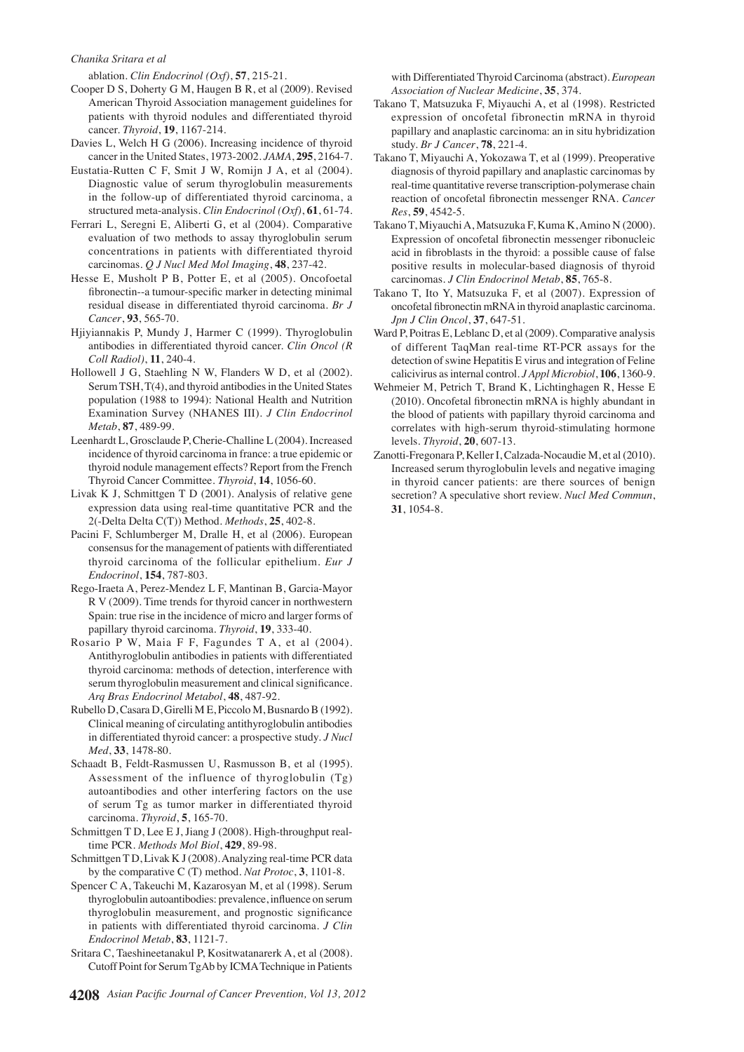ablation. *Clin Endocrinol (Oxf)*, **57**, 215-21.

Cooper D S, Doherty G M, Haugen B R, et al (2009). Revised American Thyroid Association management guidelines for patients with thyroid nodules and differentiated thyroid cancer. *Thyroid*, **19**, 1167-214.

Davies L, Welch H G (2006). Increasing incidence of thyroid cancer in the United States, 1973-2002. *JAMA*, **295**, 2164-7.

Eustatia-Rutten C F, Smit J W, Romijn J A, et al (2004). Diagnostic value of serum thyroglobulin measurements in the follow-up of differentiated thyroid carcinoma, a structured meta-analysis. *Clin Endocrinol (Oxf)*, **61**, 61-74.

Ferrari L, Seregni E, Aliberti G, et al (2004). Comparative evaluation of two methods to assay thyroglobulin serum concentrations in patients with differentiated thyroid carcinomas. *Q J Nucl Med Mol Imaging*, **48**, 237-42.

Hesse E, Musholt P B, Potter E, et al (2005). Oncofoetal fibronectin--a tumour-specific marker in detecting minimal residual disease in differentiated thyroid carcinoma. *Br J Cancer*, **93**, 565-70.

Hjiyiannakis P, Mundy J, Harmer C (1999). Thyroglobulin antibodies in differentiated thyroid cancer. *Clin Oncol (R Coll Radiol)*, **11**, 240-4.

Hollowell J G, Staehling N W, Flanders W D, et al (2002). Serum TSH, T(4), and thyroid antibodies in the United States population (1988 to 1994): National Health and Nutrition Examination Survey (NHANES III). *J Clin Endocrinol Metab*, **87**, 489-99.

Leenhardt L, Grosclaude P, Cherie-Challine L (2004). Increased incidence of thyroid carcinoma in france: a true epidemic or thyroid nodule management effects? Report from the French Thyroid Cancer Committee. *Thyroid*, **14**, 1056-60.

Livak K J, Schmittgen T D (2001). Analysis of relative gene expression data using real-time quantitative PCR and the 2(-Delta Delta C(T)) Method. *Methods*, **25**, 402-8.

Pacini F, Schlumberger M, Dralle H, et al (2006). European consensus for the management of patients with differentiated thyroid carcinoma of the follicular epithelium. *Eur J Endocrinol*, **154**, 787-803.

Rego-Iraeta A, Perez-Mendez L F, Mantinan B, Garcia-Mayor R V (2009). Time trends for thyroid cancer in northwestern Spain: true rise in the incidence of micro and larger forms of papillary thyroid carcinoma. *Thyroid*, **19**, 333-40.

Rosario P W, Maia F F, Fagundes T A, et al (2004). Antithyroglobulin antibodies in patients with differentiated thyroid carcinoma: methods of detection, interference with serum thyroglobulin measurement and clinical significance. *Arq Bras Endocrinol Metabol*, **48**, 487-92.

Rubello D, Casara D, Girelli M E, Piccolo M, Busnardo B (1992). Clinical meaning of circulating antithyroglobulin antibodies in differentiated thyroid cancer: a prospective study. *J Nucl Med*, **33**, 1478-80.

Schaadt B, Feldt-Rasmussen U, Rasmusson B, et al (1995). Assessment of the influence of thyroglobulin (Tg) autoantibodies and other interfering factors on the use of serum Tg as tumor marker in differentiated thyroid carcinoma. *Thyroid*, **5**, 165-70.

Schmittgen T D, Lee E J, Jiang J (2008). High-throughput real-time PCR. *Methods Mol Biol*, **429**, 89-98.

Schmittgen T D, Livak K J (2008). Analyzing real-time PCR data by the comparative C (T) method. *Nat Protoc*, **3**, 1101-8.

Spencer C A, Takeuchi M, Kazarosyan M, et al (1998). Serum thyroglobulin autoantibodies: prevalence, influence on serum thyroglobulin measurement, and prognostic significance in patients with differentiated thyroid carcinoma. *J Clin Endocrinol Metab*, **83**, 1121-7.

Sritara C, Taeshineetanakul P, Kositwatanarerk A, et al (2008). Cutoff Point for Serum TgAb by ICMA Technique in Patients with Differentiated Thyroid Carcinoma (abstract). *European Association of Nuclear Medicine*, **35**, 374.

Takano T, Matsuzuka F, Miyauchi A, et al (1998). Restricted expression of oncofetal fibronectin mRNA in thyroid papillary and anaplastic carcinoma: an in situ hybridization study. *Br J Cancer*, **78**, 221-4.

Takano T, Miyauchi A, Yokozawa T, et al (1999). Preoperative diagnosis of thyroid papillary and anaplastic carcinomas by real-time quantitative reverse transcription-polymerase chain reaction of oncofetal fibronectin messenger RNA. *Cancer Res*, **59**, 4542-5.

Takano T, Miyauchi A, Matsuzuka F, Kuma K, Amino N (2000). Expression of oncofetal fibronectin messenger ribonucleic acid in fibroblasts in the thyroid: a possible cause of false positive results in molecular-based diagnosis of thyroid carcinomas. *J Clin Endocrinol Metab*, **85**, 765-8.

Takano T, Ito Y, Matsuzuka F, et al (2007). Expression of oncofetal fibronectin mRNA in thyroid anaplastic carcinoma. *Jpn J Clin Oncol*, **37**, 647-51.

Ward P, Poitras E, Leblanc D, et al (2009). Comparative analysis of different TaqMan real-time RT-PCR assays for the detection of swine Hepatitis E virus and integration of Feline calicivirus as internal control. *J Appl Microbiol*, **106**, 1360-9.

Wehmeier M, Petrich T, Brand K, Lichtinghagen R, Hesse E (2010). Oncofetal fibronectin mRNA is highly abundant in the blood of patients with papillary thyroid carcinoma and correlates with high-serum thyroid-stimulating hormone levels. *Thyroid*, **20**, 607-13.

Zanotti-Fregonara P, Keller I, Calzada-Nocaudie M, et al (2010). Increased serum thyroglobulin levels and negative imaging in thyroid cancer patients: are there sources of benign secretion? A speculative short review. *Nucl Med Commun*, **31**, 1054-8.